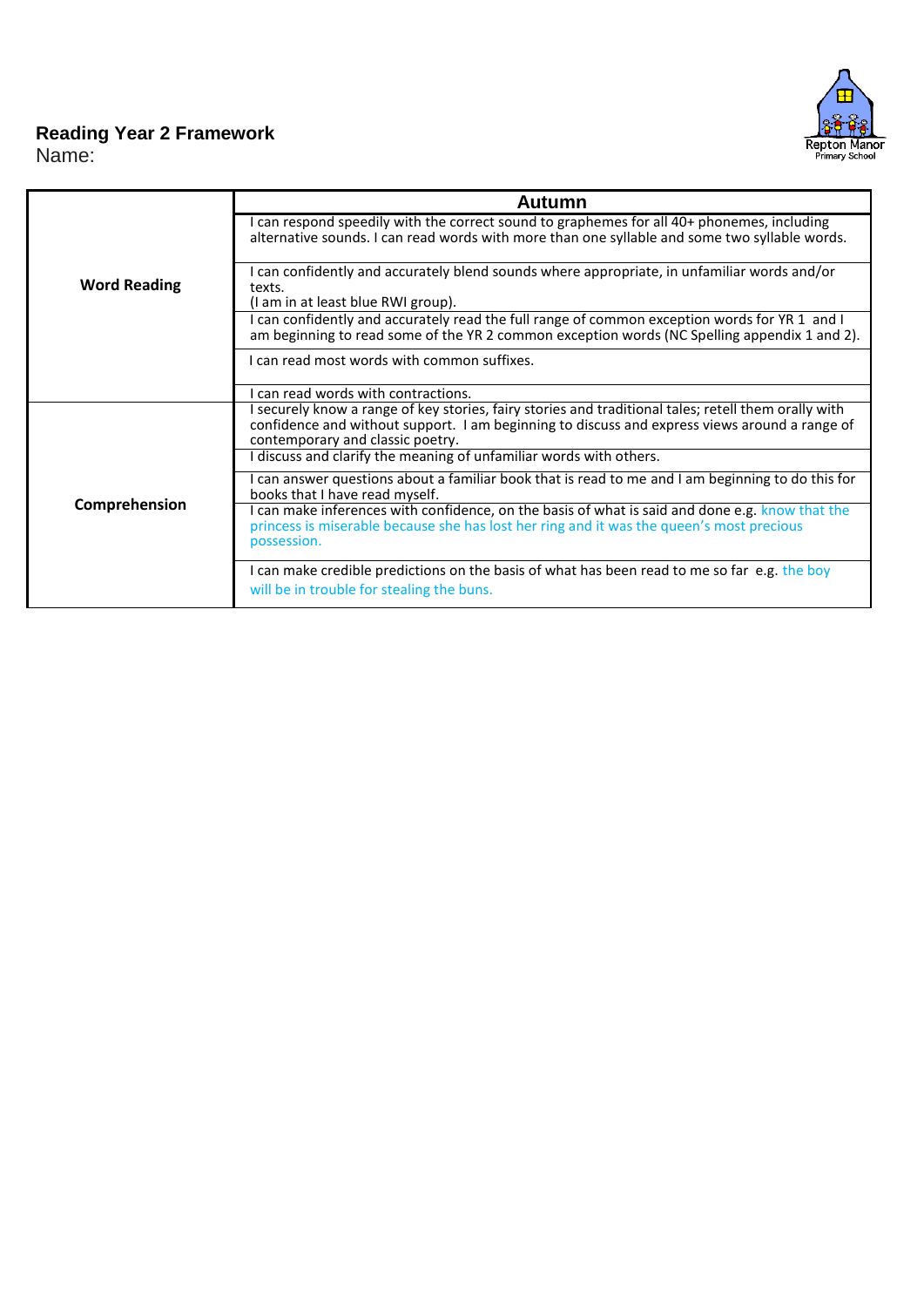**Reading Year 2 Framework**
Name:

Repton Manor
Primary School

| | Autumn |
|---|---|
| **Word Reading** | I can respond speedily with the correct sound to graphemes for all 40+ phonemes, including alternative sounds. I can read words with more than one syllable and some two syllable words. |
| | I can confidently and accurately blend sounds where appropriate, in unfamiliar words and/or texts. (I am in at least blue RWI group). |
| | I can confidently and accurately read the full range of common exception words for YR 1 and I am beginning to read some of the YR 2 common exception words (NC Spelling appendix 1 and 2). |
| | I can read most words with common suffixes. |
| | I can read words with contractions. |
| **Comprehension** | I securely know a range of key stories, fairy stories and traditional tales; retell them orally with confidence and without support. I am beginning to discuss and express views around a range of contemporary and classic poetry. |
| | I discuss and clarify the meaning of unfamiliar words with others. |
| | I can answer questions about a familiar book that is read to me and I am beginning to do this for books that I have read myself. |
| | I can make inferences with confidence, on the basis of what is said and done e.g. know that the princess is miserable because she has lost her ring and it was the queen's most precious possession. |
| | I can make credible predictions on the basis of what has been read to me so far e.g. the boy will be in trouble for stealing the buns. |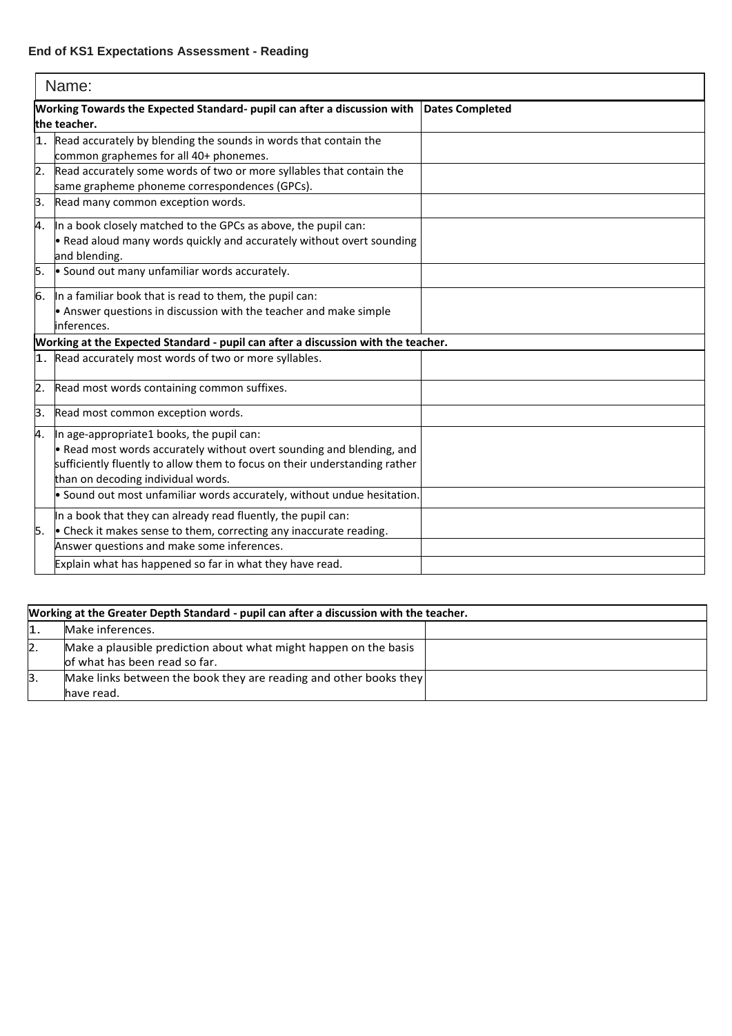#### End of KS1 Expectations Assessment - Reading

| Name: | | |
|---|---|---|
| **Working Towards the Expected Standard- pupil can after a discussion with the teacher.** | | **Dates Completed** |
| 1. | Read accurately by blending the sounds in words that contain the common graphemes for all 40+ phonemes. | |
| 2. | Read accurately some words of two or more syllables that contain the same grapheme phoneme correspondences (GPCs). | |
| 3. | Read many common exception words. | |
| 4. | In a book closely matched to the GPCs as above, the pupil can: • Read aloud many words quickly and accurately without overt sounding and blending. | |
| 5. | • Sound out many unfamiliar words accurately. | |
| 6. | In a familiar book that is read to them, the pupil can: • Answer questions in discussion with the teacher and make simple inferences. | |
| **Working at the Expected Standard - pupil can after a discussion with the teacher.** | | |
| 1. | Read accurately most words of two or more syllables. | |
| 2. | Read most words containing common suffixes. | |
| 3. | Read most common exception words. | |
| 4. | In age-appropriate1 books, the pupil can: • Read most words accurately without overt sounding and blending, and sufficiently fluently to allow them to focus on their understanding rather than on decoding individual words. | |
| | • Sound out most unfamiliar words accurately, without undue hesitation. | |
| 5. | In a book that they can already read fluently, the pupil can: • Check it makes sense to them, correcting any inaccurate reading. | |
| | Answer questions and make some inferences. | |
| | Explain what has happened so far in what they have read. | |

| **Working at the Greater Depth Standard - pupil can after a discussion with the teacher.** | | |
|---|---|---|
| 1. | Make inferences. | |
| 2. | Make a plausible prediction about what might happen on the basis of what has been read so far. | |
| 3. | Make links between the book they are reading and other books they have read. | |